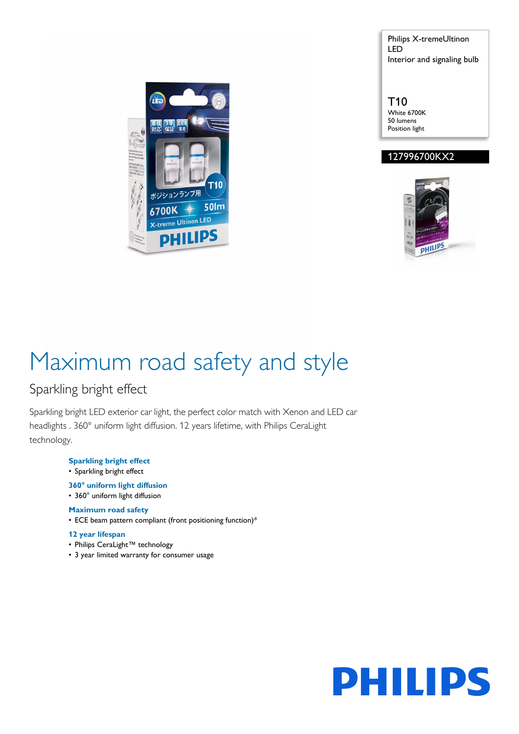Philips X-tremeUltinon LED
Interior and signaling bulb

T10
White 6700K
50 lumens
Position light

127996700KX2

# Maximum road safety and style

## Sparkling bright effect

Sparkling bright LED exterior car light, the perfect color match with Xenon and LED car headlights . 360° uniform light diffusion. 12 years lifetime, with Philips CeraLight technology.

**Sparkling bright effect**
- Sparkling bright effect

**360° uniform light diffusion**
- 360° uniform light diffusion

**Maximum road safety**
- ECE beam pattern compliant (front positioning function)*

**12 year lifespan**
- Philips CeraLight™ technology
- 3 year limited warranty for consumer usage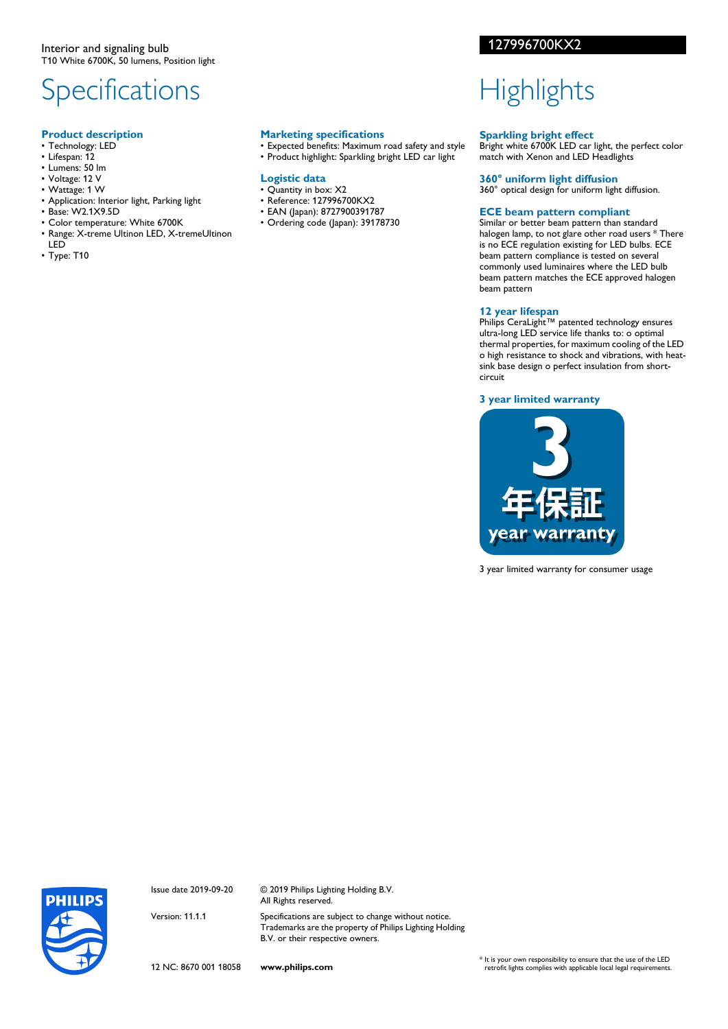Interior and signaling bulb
T10 White 6700K, 50 lumens, Position light

127996700KX2

# Specifications

### Product description

- Technology: LED
- Lifespan: 12
- Lumens: 50 lm
- Voltage: 12 V
- Wattage: 1 W
- Application: Interior light, Parking light
- Base: W2.1X9.5D
- Color temperature: White 6700K
- Range: X-treme Ultinon LED, X-tremeUltinon LED
- Type: T10

### Marketing specifications

- Expected benefits: Maximum road safety and style
- Product highlight: Sparkling bright LED car light

### Logistic data

- Quantity in box: X2
- Reference: 127996700KX2
- EAN (Japan): 8727900391787
- Ordering code (Japan): 39178730

# Highlights

### Sparkling bright effect

Bright white 6700K LED car light, the perfect color match with Xenon and LED Headlights

### 360° uniform light diffusion

360° optical design for uniform light diffusion.

### ECE beam pattern compliant

Similar or better beam pattern than standard halogen lamp, to not glare other road users * There is no ECE regulation existing for LED bulbs. ECE beam pattern compliance is tested on several commonly used luminaires where the LED bulb beam pattern matches the ECE approved halogen beam pattern

### 12 year lifespan

Philips CeraLight™ patented technology ensures ultra-long LED service life thanks to: o optimal thermal properties, for maximum cooling of the LED o high resistance to shock and vibrations, with heat-sink base design o perfect insulation from short-circuit

### 3 year limited warranty

3
年保証
year warranty

3 year limited warranty for consumer usage

Issue date 2019-09-20

Version: 11.1.1

12 NC: 8670 001 18058

© 2019 Philips Lighting Holding B.V.
All Rights reserved.

Specifications are subject to change without notice. Trademarks are the property of Philips Lighting Holding B.V. or their respective owners.

**www.philips.com**

* It is your own responsibility to ensure that the use of the LED retrofit lights complies with applicable local legal requirements.